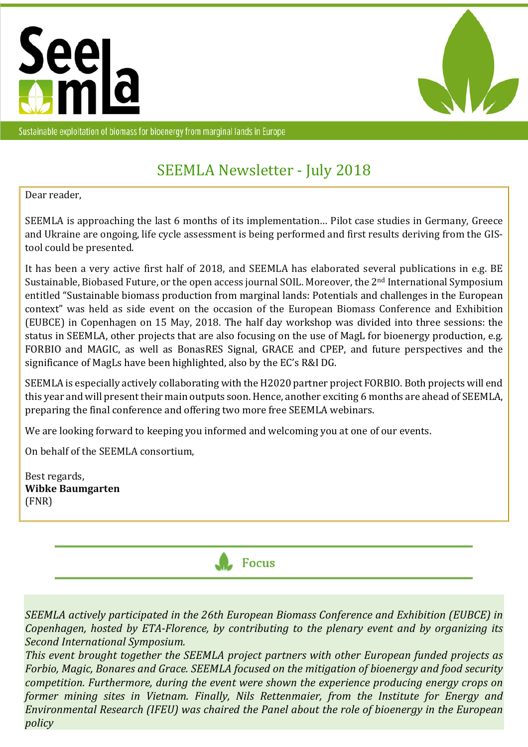Sustainable exploitation of biomass for bioenergy from marginal lands in Europe

# SEEMLA Newsletter - July 2018

Dear reader,

SEEMLA is approaching the last 6 months of its implementation… Pilot case studies in Germany, Greece and Ukraine are ongoing, life cycle assessment is being performed and first results deriving from the GIS-tool could be presented.

It has been a very active first half of 2018, and SEEMLA has elaborated several publications in e.g. BE Sustainable, Biobased Future, or the open access journal SOIL. Moreover, the 2nd International Symposium entitled "Sustainable biomass production from marginal lands: Potentials and challenges in the European context" was held as side event on the occasion of the European Biomass Conference and Exhibition (EUBCE) in Copenhagen on 15 May, 2018. The half day workshop was divided into three sessions: the status in SEEMLA, other projects that are also focusing on the use of MagL for bioenergy production, e.g. FORBIO and MAGIC, as well as BonasRES Signal, GRACE and CPEP, and future perspectives and the significance of MagLs have been highlighted, also by the EC's R&I DG.

SEEMLA is especially actively collaborating with the H2020 partner project FORBIO. Both projects will end this year and will present their main outputs soon. Hence, another exciting 6 months are ahead of SEEMLA, preparing the final conference and offering two more free SEEMLA webinars.

We are looking forward to keeping you informed and welcoming you at one of our events.

On behalf of the SEEMLA consortium,

Best regards,
**Wibke Baumgarten**
(FNR)

## Focus

*SEEMLA actively participated in the 26th European Biomass Conference and Exhibition (EUBCE) in Copenhagen, hosted by ETA-Florence, by contributing to the plenary event and by organizing its Second International Symposium.*
*This event brought together the SEEMLA project partners with other European funded projects as Forbio, Magic, Bonares and Grace. SEEMLA focused on the mitigation of bioenergy and food security competition. Furthermore, during the event were shown the experience producing energy crops on former mining sites in Vietnam. Finally, Nils Rettenmaier, from the Institute for Energy and Environmental Research (IFEU) was chaired the Panel about the role of bioenergy in the European policy*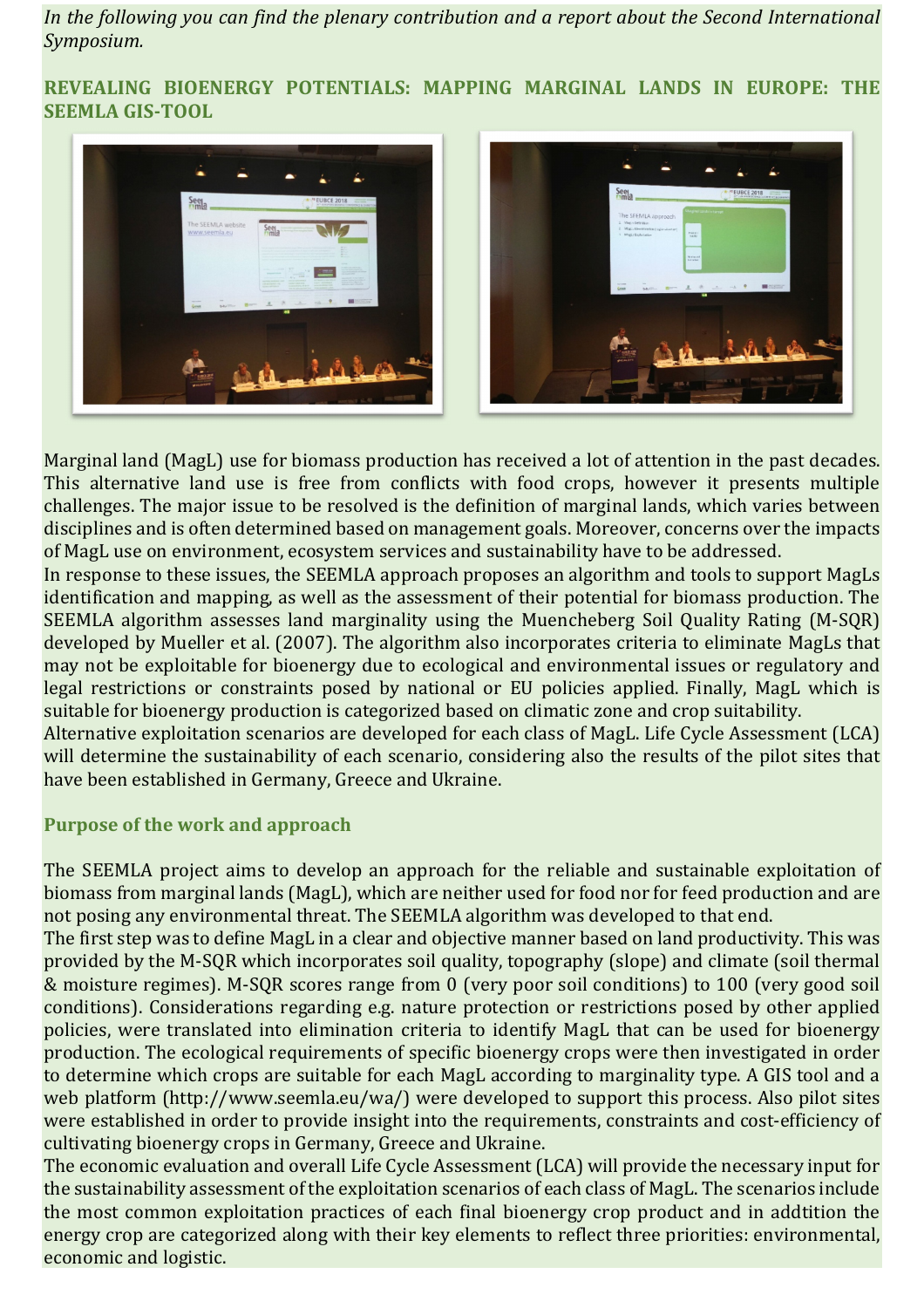*In the following you can find the plenary contribution and a report about the Second International Symposium.*

## REVEALING BIOENERGY POTENTIALS: MAPPING MARGINAL LANDS IN EUROPE: THE SEEMLA GIS-TOOL

Marginal land (MagL) use for biomass production has received a lot of attention in the past decades. This alternative land use is free from conflicts with food crops, however it presents multiple challenges. The major issue to be resolved is the definition of marginal lands, which varies between disciplines and is often determined based on management goals. Moreover, concerns over the impacts of MagL use on environment, ecosystem services and sustainability have to be addressed.

In response to these issues, the SEEMLA approach proposes an algorithm and tools to support MagLs identification and mapping, as well as the assessment of their potential for biomass production. The SEEMLA algorithm assesses land marginality using the Muencheberg Soil Quality Rating (M-SQR) developed by Mueller et al. (2007). The algorithm also incorporates criteria to eliminate MagLs that may not be exploitable for bioenergy due to ecological and environmental issues or regulatory and legal restrictions or constraints posed by national or EU policies applied. Finally, MagL which is suitable for bioenergy production is categorized based on climatic zone and crop suitability.

Alternative exploitation scenarios are developed for each class of MagL. Life Cycle Assessment (LCA) will determine the sustainability of each scenario, considering also the results of the pilot sites that have been established in Germany, Greece and Ukraine.

### Purpose of the work and approach

The SEEMLA project aims to develop an approach for the reliable and sustainable exploitation of biomass from marginal lands (MagL), which are neither used for food nor for feed production and are not posing any environmental threat. The SEEMLA algorithm was developed to that end.

The first step was to define MagL in a clear and objective manner based on land productivity. This was provided by the M-SQR which incorporates soil quality, topography (slope) and climate (soil thermal & moisture regimes). M-SQR scores range from 0 (very poor soil conditions) to 100 (very good soil conditions). Considerations regarding e.g. nature protection or restrictions posed by other applied policies, were translated into elimination criteria to identify MagL that can be used for bioenergy production. The ecological requirements of specific bioenergy crops were then investigated in order to determine which crops are suitable for each MagL according to marginality type. A GIS tool and a web platform (http://www.seemla.eu/wa/) were developed to support this process. Also pilot sites were established in order to provide insight into the requirements, constraints and cost-efficiency of cultivating bioenergy crops in Germany, Greece and Ukraine.

The economic evaluation and overall Life Cycle Assessment (LCA) will provide the necessary input for the sustainability assessment of the exploitation scenarios of each class of MagL. The scenarios include the most common exploitation practices of each final bioenergy crop product and in addtition the energy crop are categorized along with their key elements to reflect three priorities: environmental, economic and logistic.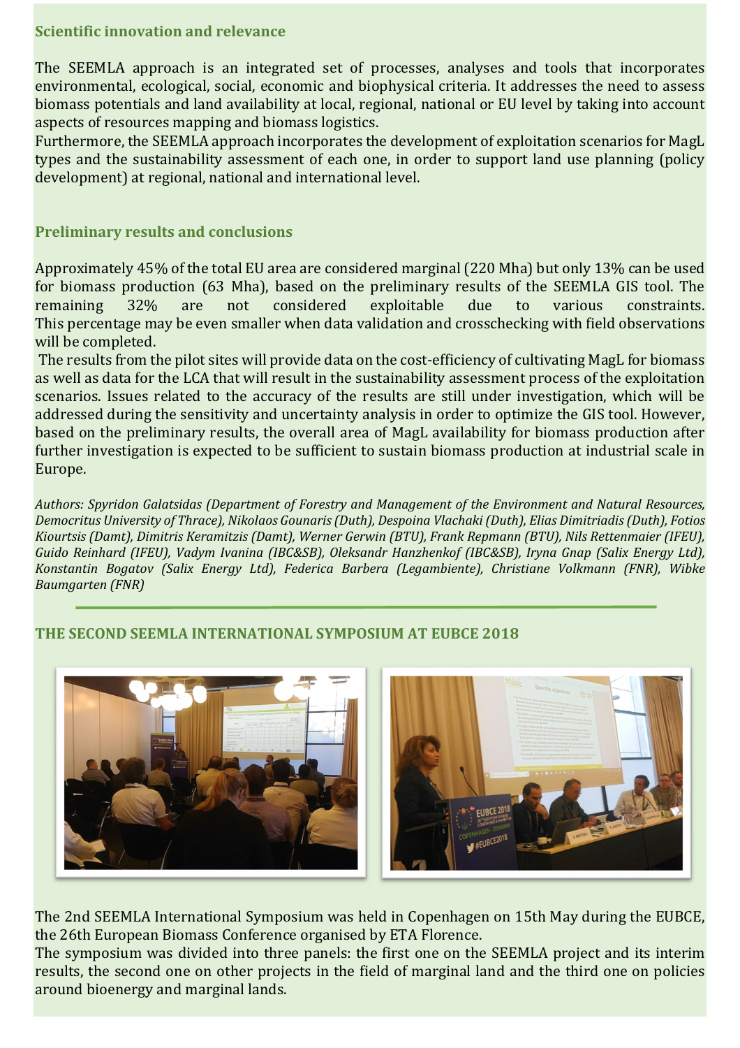### Scientific innovation and relevance

The SEEMLA approach is an integrated set of processes, analyses and tools that incorporates environmental, ecological, social, economic and biophysical criteria. It addresses the need to assess biomass potentials and land availability at local, regional, national or EU level by taking into account aspects of resources mapping and biomass logistics.

Furthermore, the SEEMLA approach incorporates the development of exploitation scenarios for MagL types and the sustainability assessment of each one, in order to support land use planning (policy development) at regional, national and international level.

### Preliminary results and conclusions

Approximately 45% of the total EU area are considered marginal (220 Mha) but only 13% can be used for biomass production (63 Mha), based on the preliminary results of the SEEMLA GIS tool. The remaining 32% are not considered exploitable due to various constraints. This percentage may be even smaller when data validation and crosschecking with field observations will be completed.

The results from the pilot sites will provide data on the cost-efficiency of cultivating MagL for biomass as well as data for the LCA that will result in the sustainability assessment process of the exploitation scenarios. Issues related to the accuracy of the results are still under investigation, which will be addressed during the sensitivity and uncertainty analysis in order to optimize the GIS tool. However, based on the preliminary results, the overall area of MagL availability for biomass production after further investigation is expected to be sufficient to sustain biomass production at industrial scale in Europe.

*Authors: Spyridon Galatsidas (Department of Forestry and Management of the Environment and Natural Resources, Democritus University of Thrace), Nikolaos Gounaris (Duth), Despoina Vlachaki (Duth), Elias Dimitriadis (Duth), Fotios Kiourtsis (Damt), Dimitris Keramitzis (Damt), Werner Gerwin (BTU), Frank Repmann (BTU), Nils Rettenmaier (IFEU), Guido Reinhard (IFEU), Vadym Ivanina (IBC&SB), Oleksandr Hanzhenkof (IBC&SB), Iryna Gnap (Salix Energy Ltd), Konstantin Bogatov (Salix Energy Ltd), Federica Barbera (Legambiente), Christiane Volkmann (FNR), Wibke Baumgarten (FNR)*

### THE SECOND SEEMLA INTERNATIONAL SYMPOSIUM AT EUBCE 2018

The 2nd SEEMLA International Symposium was held in Copenhagen on 15th May during the EUBCE, the 26th European Biomass Conference organised by ETA Florence.

The symposium was divided into three panels: the first one on the SEEMLA project and its interim results, the second one on other projects in the field of marginal land and the third one on policies around bioenergy and marginal lands.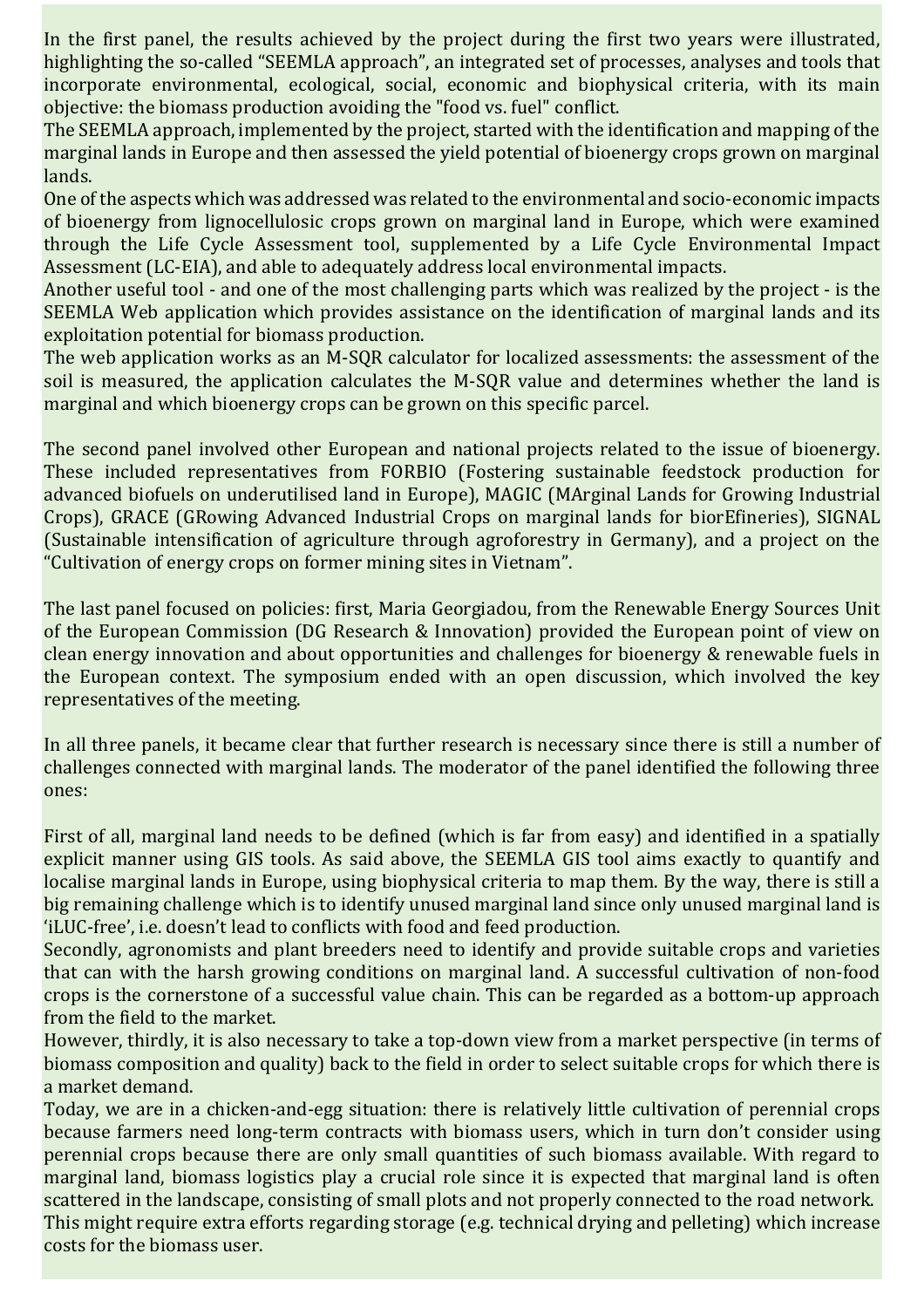In the first panel, the results achieved by the project during the first two years were illustrated, highlighting the so-called "SEEMLA approach", an integrated set of processes, analyses and tools that incorporate environmental, ecological, social, economic and biophysical criteria, with its main objective: the biomass production avoiding the "food vs. fuel" conflict.

The SEEMLA approach, implemented by the project, started with the identification and mapping of the marginal lands in Europe and then assessed the yield potential of bioenergy crops grown on marginal lands.

One of the aspects which was addressed was related to the environmental and socio-economic impacts of bioenergy from lignocellulosic crops grown on marginal land in Europe, which were examined through the Life Cycle Assessment tool, supplemented by a Life Cycle Environmental Impact Assessment (LC-EIA), and able to adequately address local environmental impacts.

Another useful tool - and one of the most challenging parts which was realized by the project - is the SEEMLA Web application which provides assistance on the identification of marginal lands and its exploitation potential for biomass production.

The web application works as an M-SQR calculator for localized assessments: the assessment of the soil is measured, the application calculates the M-SQR value and determines whether the land is marginal and which bioenergy crops can be grown on this specific parcel.

The second panel involved other European and national projects related to the issue of bioenergy. These included representatives from FORBIO (Fostering sustainable feedstock production for advanced biofuels on underutilised land in Europe), MAGIC (MArginal Lands for Growing Industrial Crops), GRACE (GRowing Advanced Industrial Crops on marginal lands for biorEfineries), SIGNAL (Sustainable intensification of agriculture through agroforestry in Germany), and a project on the "Cultivation of energy crops on former mining sites in Vietnam".

The last panel focused on policies: first, Maria Georgiadou, from the Renewable Energy Sources Unit of the European Commission (DG Research & Innovation) provided the European point of view on clean energy innovation and about opportunities and challenges for bioenergy & renewable fuels in the European context. The symposium ended with an open discussion, which involved the key representatives of the meeting.

In all three panels, it became clear that further research is necessary since there is still a number of challenges connected with marginal lands. The moderator of the panel identified the following three ones:

First of all, marginal land needs to be defined (which is far from easy) and identified in a spatially explicit manner using GIS tools. As said above, the SEEMLA GIS tool aims exactly to quantify and localise marginal lands in Europe, using biophysical criteria to map them. By the way, there is still a big remaining challenge which is to identify unused marginal land since only unused marginal land is 'iLUC-free', i.e. doesn't lead to conflicts with food and feed production.

Secondly, agronomists and plant breeders need to identify and provide suitable crops and varieties that can with the harsh growing conditions on marginal land. A successful cultivation of non-food crops is the cornerstone of a successful value chain. This can be regarded as a bottom-up approach from the field to the market.

However, thirdly, it is also necessary to take a top-down view from a market perspective (in terms of biomass composition and quality) back to the field in order to select suitable crops for which there is a market demand.

Today, we are in a chicken-and-egg situation: there is relatively little cultivation of perennial crops because farmers need long-term contracts with biomass users, which in turn don't consider using perennial crops because there are only small quantities of such biomass available. With regard to marginal land, biomass logistics play a crucial role since it is expected that marginal land is often scattered in the landscape, consisting of small plots and not properly connected to the road network. This might require extra efforts regarding storage (e.g. technical drying and pelleting) which increase costs for the biomass user.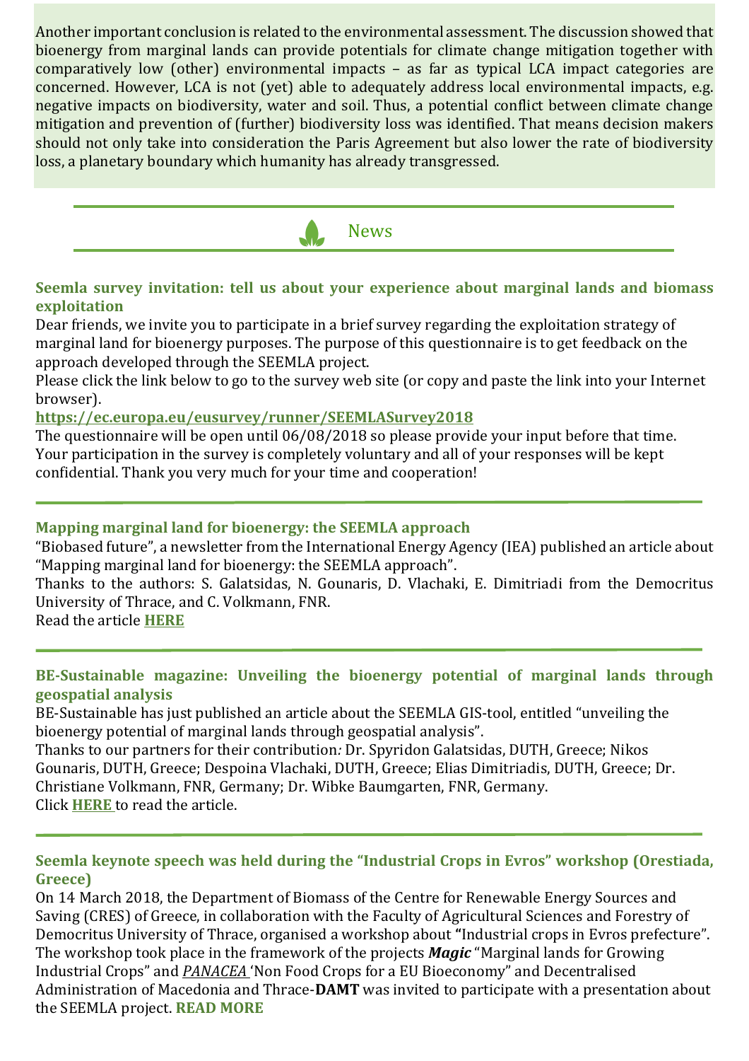Another important conclusion is related to the environmental assessment. The discussion showed that bioenergy from marginal lands can provide potentials for climate change mitigation together with comparatively low (other) environmental impacts – as far as typical LCA impact categories are concerned. However, LCA is not (yet) able to adequately address local environmental impacts, e.g. negative impacts on biodiversity, water and soil. Thus, a potential conflict between climate change mitigation and prevention of (further) biodiversity loss was identified. That means decision makers should not only take into consideration the Paris Agreement but also lower the rate of biodiversity loss, a planetary boundary which humanity has already transgressed.

## News

### Seemla survey invitation: tell us about your experience about marginal lands and biomass exploitation

Dear friends, we invite you to participate in a brief survey regarding the exploitation strategy of marginal land for bioenergy purposes. The purpose of this questionnaire is to get feedback on the approach developed through the SEEMLA project.

Please click the link below to go to the survey web site (or copy and paste the link into your Internet browser).

**https://ec.europa.eu/eusurvey/runner/SEEMLASurvey2018**

The questionnaire will be open until 06/08/2018 so please provide your input before that time. Your participation in the survey is completely voluntary and all of your responses will be kept confidential. Thank you very much for your time and cooperation!

### Mapping marginal land for bioenergy: the SEEMLA approach

"Biobased future", a newsletter from the International Energy Agency (IEA) published an article about "Mapping marginal land for bioenergy: the SEEMLA approach".

Thanks to the authors: S. Galatsidas, N. Gounaris, D. Vlachaki, E. Dimitriadi from the Democritus University of Thrace, and C. Volkmann, FNR.

Read the article **HERE**

### BE-Sustainable magazine: Unveiling the bioenergy potential of marginal lands through geospatial analysis

BE-Sustainable has just published an article about the SEEMLA GIS-tool, entitled "unveiling the bioenergy potential of marginal lands through geospatial analysis".

Thanks to our partners for their contribution*:* Dr. Spyridon Galatsidas, DUTH, Greece; Nikos Gounaris, DUTH, Greece; Despoina Vlachaki, DUTH, Greece; Elias Dimitriadis, DUTH, Greece; Dr. Christiane Volkmann, FNR, Germany; Dr. Wibke Baumgarten, FNR, Germany.

Click **HERE** to read the article.

### Seemla keynote speech was held during the "Industrial Crops in Evros" workshop (Orestiada, Greece)

On 14 March 2018, the Department of Biomass of the Centre for Renewable Energy Sources and Saving (CRES) of Greece, in collaboration with the Faculty of Agricultural Sciences and Forestry of Democritus University of Thrace, organised a workshop about **"**Industrial crops in Evros prefecture". The workshop took place in the framework of the projects ***Magic*** "Marginal lands for Growing Industrial Crops" and *PANACEA* 'Non Food Crops for a EU Bioeconomy" and Decentralised Administration of Macedonia and Thrace-**DAMT** was invited to participate with a presentation about the SEEMLA project. **READ MORE**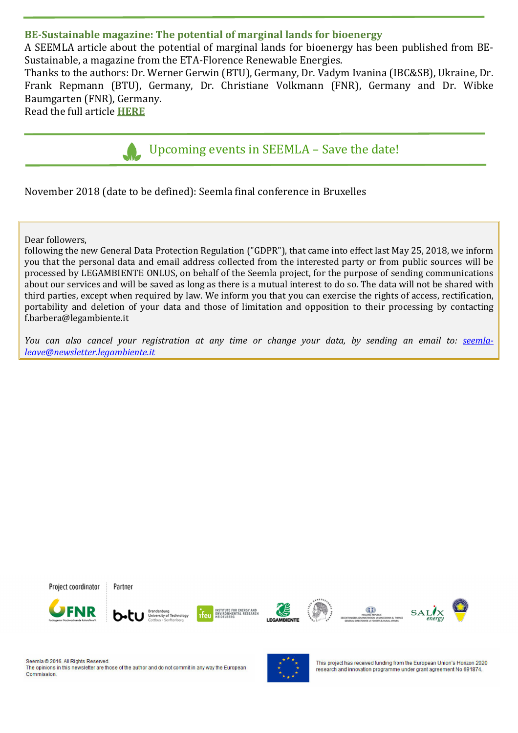## BE-Sustainable magazine: The potential of marginal lands for bioenergy

A SEEMLA article about the potential of marginal lands for bioenergy has been published from BE-Sustainable, a magazine from the ETA-Florence Renewable Energies.

Thanks to the authors: Dr. Werner Gerwin (BTU), Germany, Dr. Vadym Ivanina (IBC&SB), Ukraine, Dr. Frank Repmann (BTU), Germany, Dr. Christiane Volkmann (FNR), Germany and Dr. Wibke Baumgarten (FNR), Germany.

Read the full article **HERE**

## Upcoming events in SEEMLA – Save the date!

November 2018 (date to be defined): Seemla final conference in Bruxelles

Dear followers,

following the new General Data Protection Regulation ("GDPR"), that came into effect last May 25, 2018, we inform you that the personal data and email address collected from the interested party or from public sources will be processed by LEGAMBIENTE ONLUS, on behalf of the Seemla project, for the purpose of sending communications about our services and will be saved as long as there is a mutual interest to do so. The data will not be shared with third parties, except when required by law. We inform you that you can exercise the rights of access, rectification, portability and deletion of your data and those of limitation and opposition to their processing by contacting f.barbera@legambiente.it

*You can also cancel your registration at any time or change your data, by sending an email to: seemla-leave@newsletter.legambiente.it*

Project coordinator | Partner

Seemla © 2016. All Rights Reserved.
The opinions in this newsletter are those of the author and do not commit in any way the European Commission.

This project has received funding from the European Union's Horizon 2020 research and innovation programme under grant agreement No 691874.